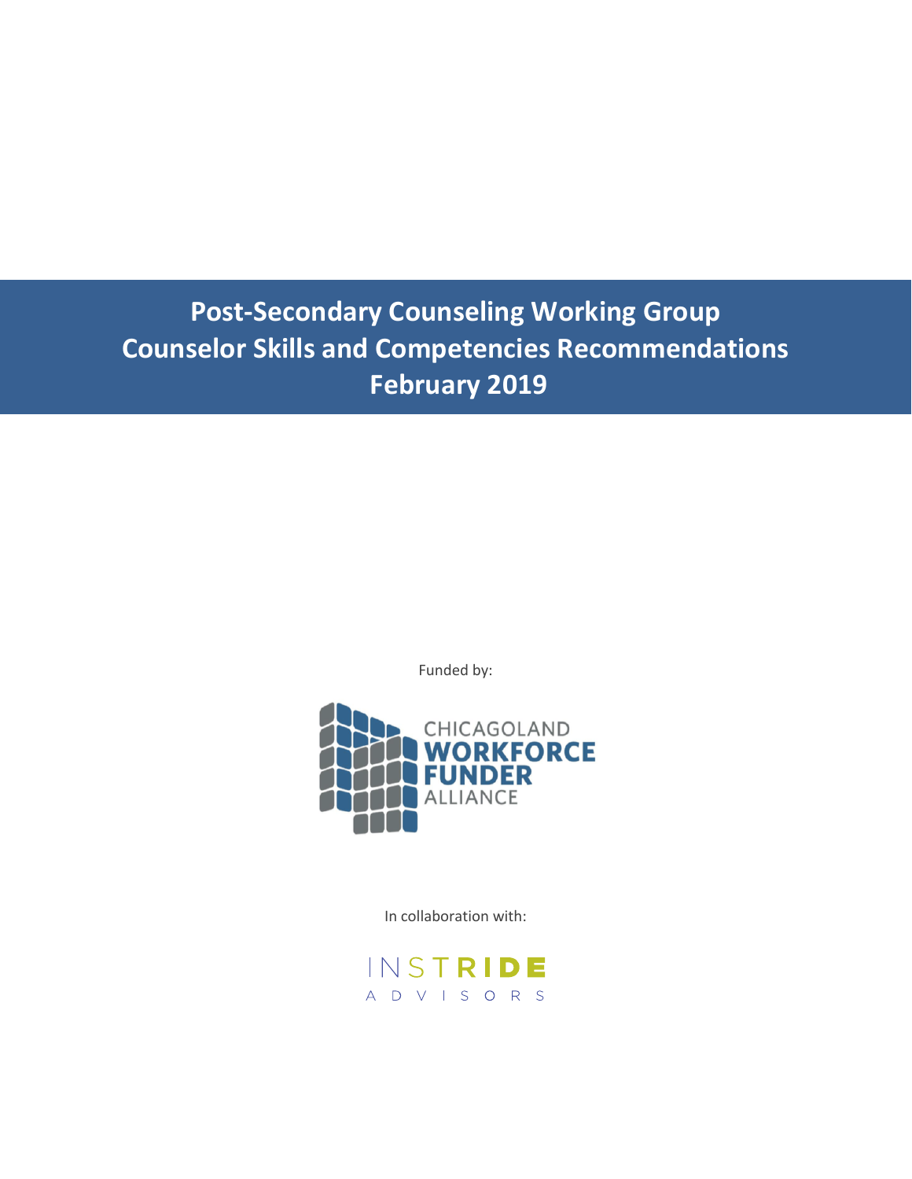# Post-Secondary Counseling Working Group
# Counselor Skills and Competencies Recommendations
# February 2019

Funded by:

CHICAGOLAND WORKFORCE FUNDER ALLIANCE

In collaboration with:

INSTRIDE ADVISORS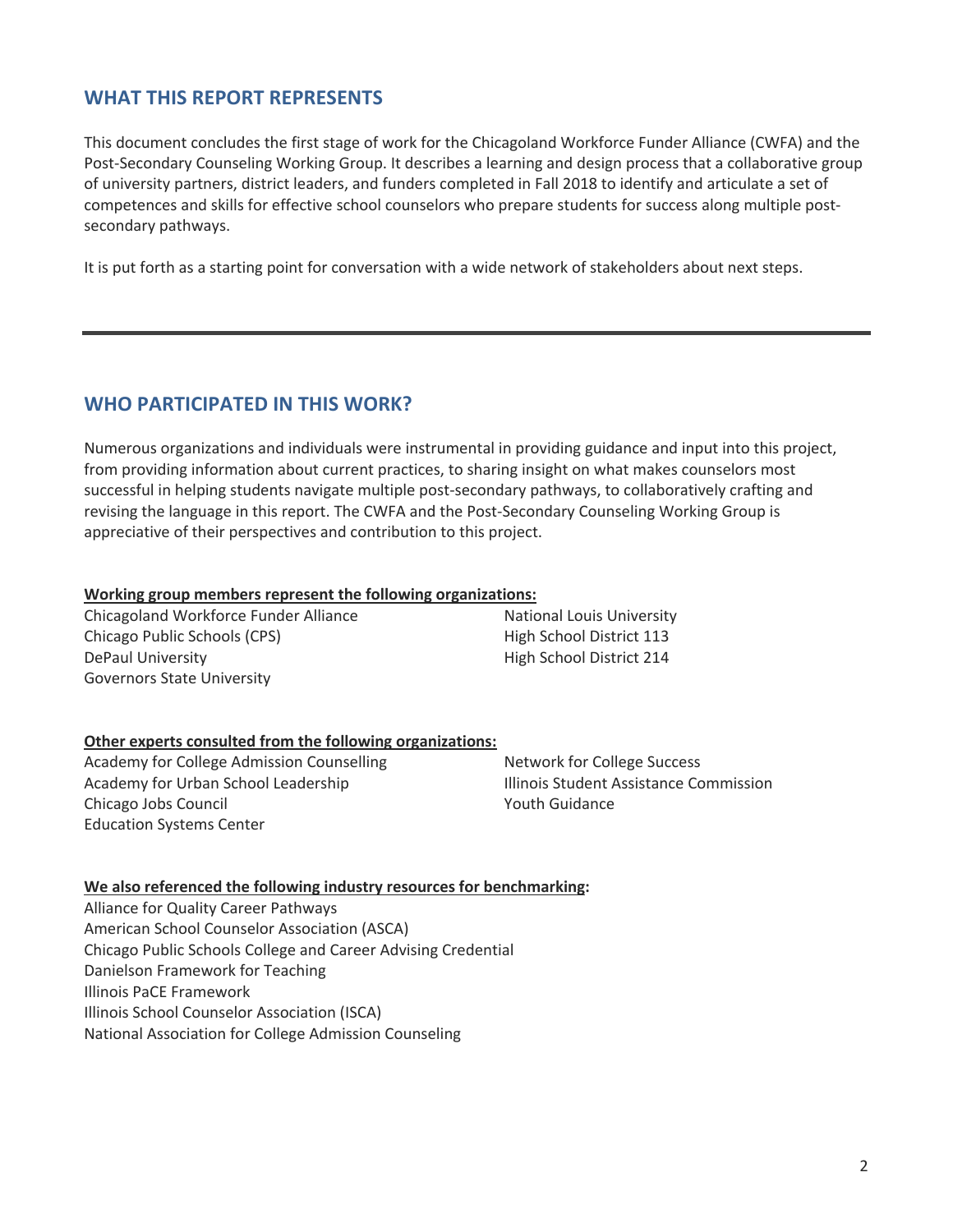## WHAT THIS REPORT REPRESENTS

This document concludes the first stage of work for the Chicagoland Workforce Funder Alliance (CWFA) and the Post-Secondary Counseling Working Group. It describes a learning and design process that a collaborative group of university partners, district leaders, and funders completed in Fall 2018 to identify and articulate a set of competences and skills for effective school counselors who prepare students for success along multiple post-secondary pathways.

It is put forth as a starting point for conversation with a wide network of stakeholders about next steps.

---

## WHO PARTICIPATED IN THIS WORK?

Numerous organizations and individuals were instrumental in providing guidance and input into this project, from providing information about current practices, to sharing insight on what makes counselors most successful in helping students navigate multiple post-secondary pathways, to collaboratively crafting and revising the language in this report. The CWFA and the Post-Secondary Counseling Working Group is appreciative of their perspectives and contribution to this project.

**Working group members represent the following organizations:**

Chicagoland Workforce Funder Alliance
Chicago Public Schools (CPS)
DePaul University
Governors State University
National Louis University
High School District 113
High School District 214

**Other experts consulted from the following organizations:**

Academy for College Admission Counselling
Academy for Urban School Leadership
Chicago Jobs Council
Education Systems Center
Network for College Success
Illinois Student Assistance Commission
Youth Guidance

**We also referenced the following industry resources for benchmarking:**

Alliance for Quality Career Pathways
American School Counselor Association (ASCA)
Chicago Public Schools College and Career Advising Credential
Danielson Framework for Teaching
Illinois PaCE Framework
Illinois School Counselor Association (ISCA)
National Association for College Admission Counseling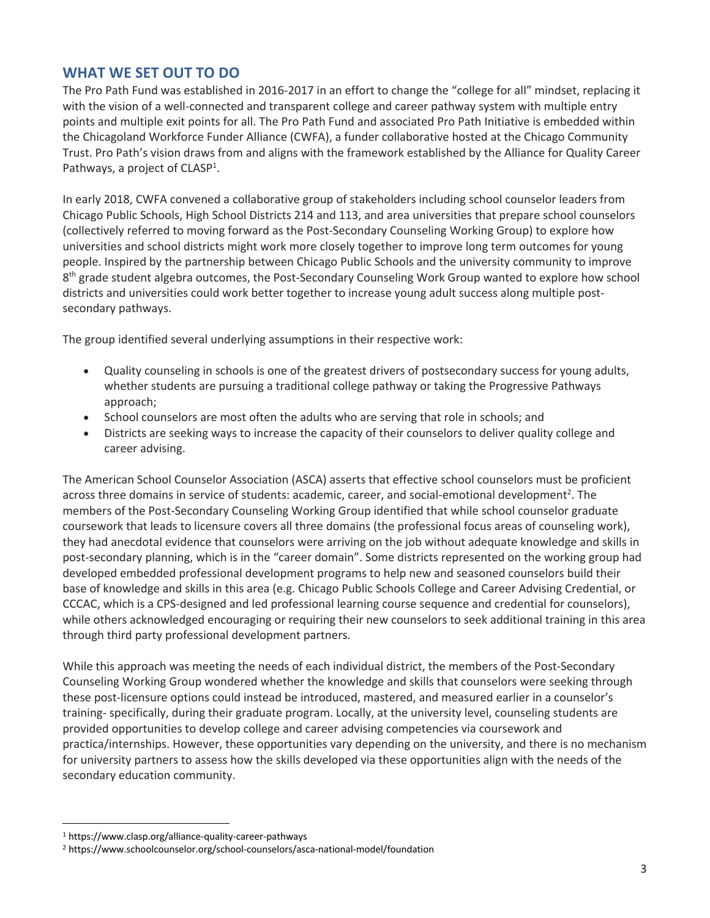## WHAT WE SET OUT TO DO

The Pro Path Fund was established in 2016-2017 in an effort to change the "college for all" mindset, replacing it with the vision of a well-connected and transparent college and career pathway system with multiple entry points and multiple exit points for all. The Pro Path Fund and associated Pro Path Initiative is embedded within the Chicagoland Workforce Funder Alliance (CWFA), a funder collaborative hosted at the Chicago Community Trust. Pro Path's vision draws from and aligns with the framework established by the Alliance for Quality Career Pathways, a project of CLASP[1].

In early 2018, CWFA convened a collaborative group of stakeholders including school counselor leaders from Chicago Public Schools, High School Districts 214 and 113, and area universities that prepare school counselors (collectively referred to moving forward as the Post-Secondary Counseling Working Group) to explore how universities and school districts might work more closely together to improve long term outcomes for young people. Inspired by the partnership between Chicago Public Schools and the university community to improve 8th grade student algebra outcomes, the Post-Secondary Counseling Work Group wanted to explore how school districts and universities could work better together to increase young adult success along multiple post-secondary pathways.

The group identified several underlying assumptions in their respective work:

- Quality counseling in schools is one of the greatest drivers of postsecondary success for young adults, whether students are pursuing a traditional college pathway or taking the Progressive Pathways approach;
- School counselors are most often the adults who are serving that role in schools; and
- Districts are seeking ways to increase the capacity of their counselors to deliver quality college and career advising.

The American School Counselor Association (ASCA) asserts that effective school counselors must be proficient across three domains in service of students: academic, career, and social-emotional development[2]. The members of the Post-Secondary Counseling Working Group identified that while school counselor graduate coursework that leads to licensure covers all three domains (the professional focus areas of counseling work), they had anecdotal evidence that counselors were arriving on the job without adequate knowledge and skills in post-secondary planning, which is in the "career domain". Some districts represented on the working group had developed embedded professional development programs to help new and seasoned counselors build their base of knowledge and skills in this area (e.g. Chicago Public Schools College and Career Advising Credential, or CCCAC, which is a CPS-designed and led professional learning course sequence and credential for counselors), while others acknowledged encouraging or requiring their new counselors to seek additional training in this area through third party professional development partners.

While this approach was meeting the needs of each individual district, the members of the Post-Secondary Counseling Working Group wondered whether the knowledge and skills that counselors were seeking through these post-licensure options could instead be introduced, mastered, and measured earlier in a counselor's training- specifically, during their graduate program. Locally, at the university level, counseling students are provided opportunities to develop college and career advising competencies via coursework and practica/internships. However, these opportunities vary depending on the university, and there is no mechanism for university partners to assess how the skills developed via these opportunities align with the needs of the secondary education community.

---

[1] https://www.clasp.org/alliance-quality-career-pathways

[2] https://www.schoolcounselor.org/school-counselors/asca-national-model/foundation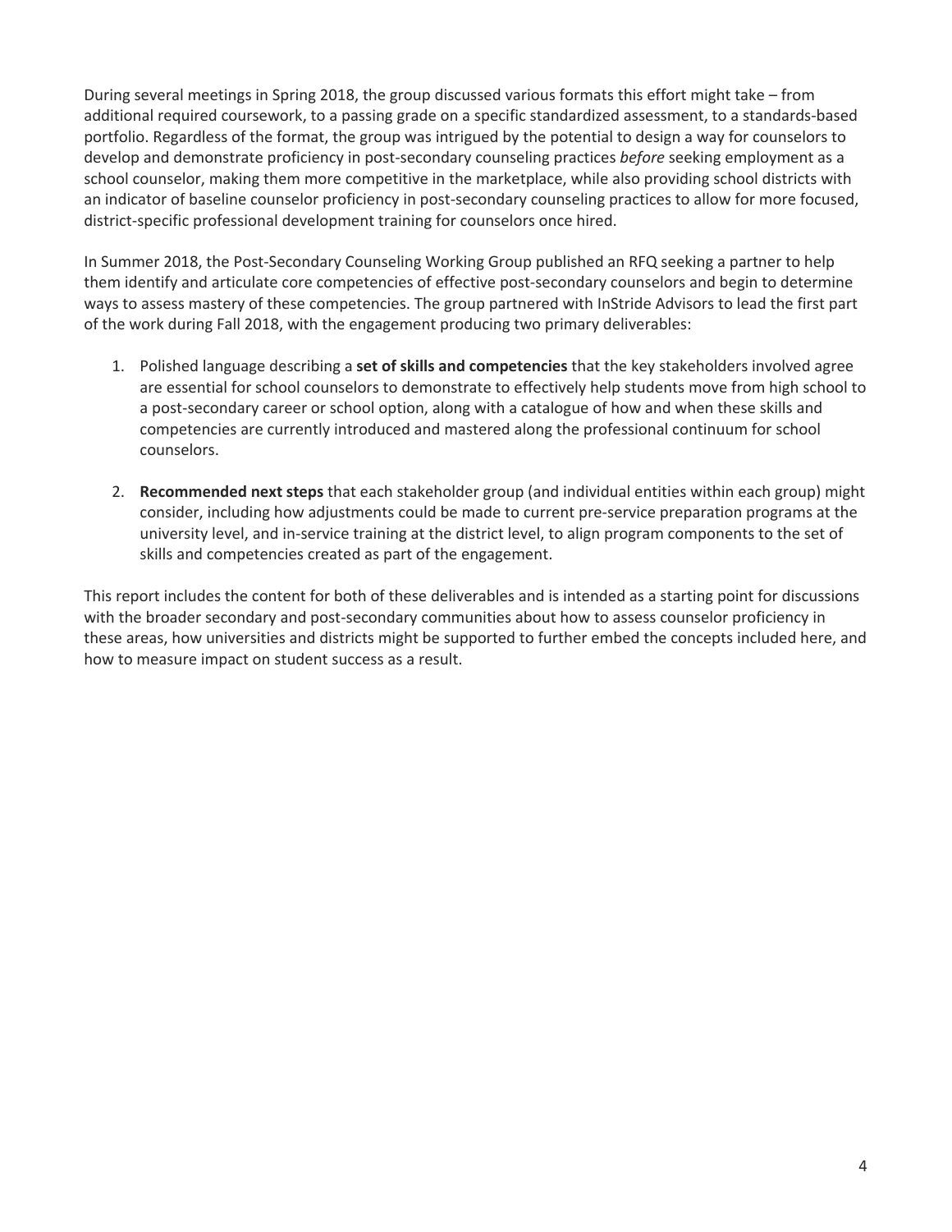During several meetings in Spring 2018, the group discussed various formats this effort might take – from additional required coursework, to a passing grade on a specific standardized assessment, to a standards-based portfolio. Regardless of the format, the group was intrigued by the potential to design a way for counselors to develop and demonstrate proficiency in post-secondary counseling practices *before* seeking employment as a school counselor, making them more competitive in the marketplace, while also providing school districts with an indicator of baseline counselor proficiency in post-secondary counseling practices to allow for more focused, district-specific professional development training for counselors once hired.

In Summer 2018, the Post-Secondary Counseling Working Group published an RFQ seeking a partner to help them identify and articulate core competencies of effective post-secondary counselors and begin to determine ways to assess mastery of these competencies. The group partnered with InStride Advisors to lead the first part of the work during Fall 2018, with the engagement producing two primary deliverables:

1. Polished language describing a **set of skills and competencies** that the key stakeholders involved agree are essential for school counselors to demonstrate to effectively help students move from high school to a post-secondary career or school option, along with a catalogue of how and when these skills and competencies are currently introduced and mastered along the professional continuum for school counselors.

2. **Recommended next steps** that each stakeholder group (and individual entities within each group) might consider, including how adjustments could be made to current pre-service preparation programs at the university level, and in-service training at the district level, to align program components to the set of skills and competencies created as part of the engagement.

This report includes the content for both of these deliverables and is intended as a starting point for discussions with the broader secondary and post-secondary communities about how to assess counselor proficiency in these areas, how universities and districts might be supported to further embed the concepts included here, and how to measure impact on student success as a result.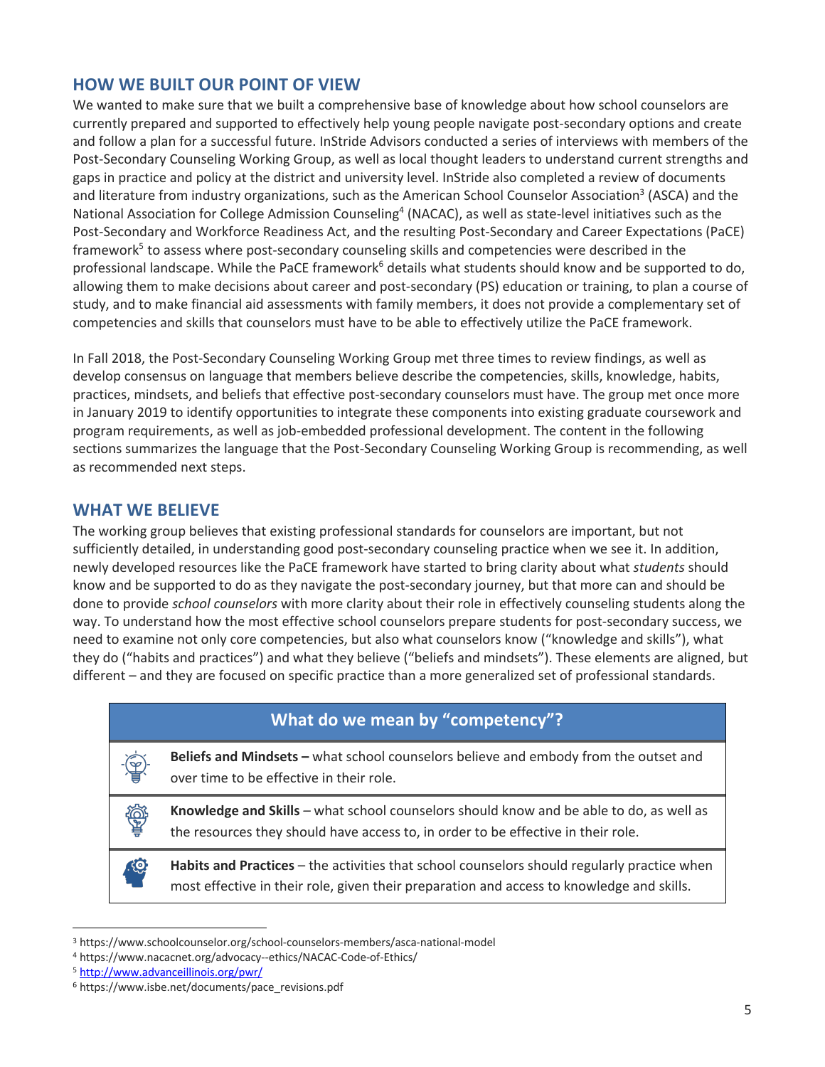## HOW WE BUILT OUR POINT OF VIEW

We wanted to make sure that we built a comprehensive base of knowledge about how school counselors are currently prepared and supported to effectively help young people navigate post-secondary options and create and follow a plan for a successful future. InStride Advisors conducted a series of interviews with members of the Post-Secondary Counseling Working Group, as well as local thought leaders to understand current strengths and gaps in practice and policy at the district and university level. InStride also completed a review of documents and literature from industry organizations, such as the American School Counselor Association[3] (ASCA) and the National Association for College Admission Counseling[4] (NACAC), as well as state-level initiatives such as the Post-Secondary and Workforce Readiness Act, and the resulting Post-Secondary and Career Expectations (PaCE) framework[5] to assess where post-secondary counseling skills and competencies were described in the professional landscape. While the PaCE framework[6] details what students should know and be supported to do, allowing them to make decisions about career and post-secondary (PS) education or training, to plan a course of study, and to make financial aid assessments with family members, it does not provide a complementary set of competencies and skills that counselors must have to be able to effectively utilize the PaCE framework.

In Fall 2018, the Post-Secondary Counseling Working Group met three times to review findings, as well as develop consensus on language that members believe describe the competencies, skills, knowledge, habits, practices, mindsets, and beliefs that effective post-secondary counselors must have. The group met once more in January 2019 to identify opportunities to integrate these components into existing graduate coursework and program requirements, as well as job-embedded professional development. The content in the following sections summarizes the language that the Post-Secondary Counseling Working Group is recommending, as well as recommended next steps.

## WHAT WE BELIEVE

The working group believes that existing professional standards for counselors are important, but not sufficiently detailed, in understanding good post-secondary counseling practice when we see it. In addition, newly developed resources like the PaCE framework have started to bring clarity about what *students* should know and be supported to do as they navigate the post-secondary journey, but that more can and should be done to provide *school counselors* with more clarity about their role in effectively counseling students along the way. To understand how the most effective school counselors prepare students for post-secondary success, we need to examine not only core competencies, but also what counselors know ("knowledge and skills"), what they do ("habits and practices") and what they believe ("beliefs and mindsets"). These elements are aligned, but different – and they are focused on specific practice than a more generalized set of professional standards.

| What do we mean by "competency"? |
| --- |
| **Beliefs and Mindsets –** what school counselors believe and embody from the outset and over time to be effective in their role. |
| **Knowledge and Skills** – what school counselors should know and be able to do, as well as the resources they should have access to, in order to be effective in their role. |
| **Habits and Practices** – the activities that school counselors should regularly practice when most effective in their role, given their preparation and access to knowledge and skills. |

[3] https://www.schoolcounselor.org/school-counselors-members/asca-national-model
[4] https://www.nacacnet.org/advocacy--ethics/NACAC-Code-of-Ethics/
[5] http://www.advanceillinois.org/pwr/
[6] https://www.isbe.net/documents/pace_revisions.pdf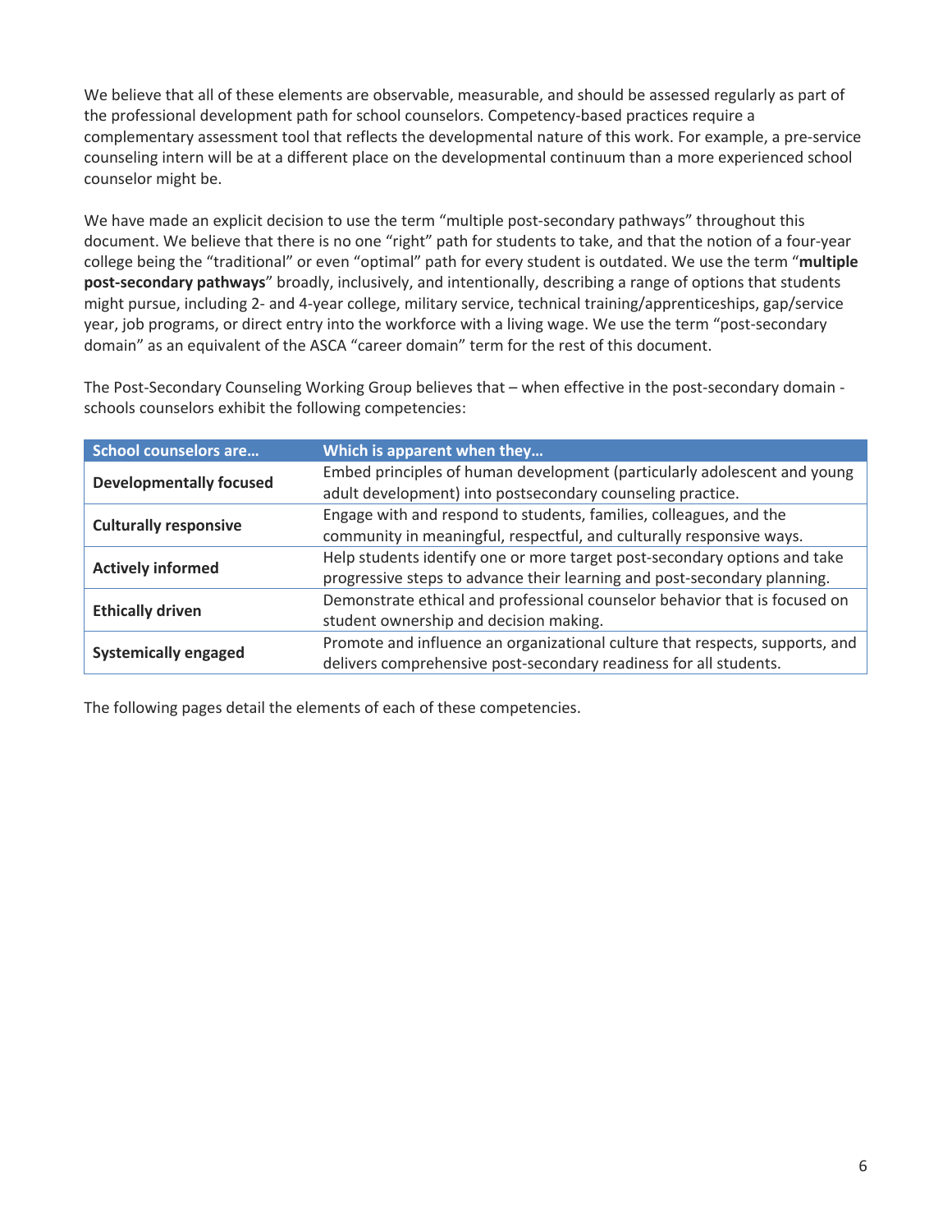We believe that all of these elements are observable, measurable, and should be assessed regularly as part of the professional development path for school counselors. Competency-based practices require a complementary assessment tool that reflects the developmental nature of this work. For example, a pre-service counseling intern will be at a different place on the developmental continuum than a more experienced school counselor might be.

We have made an explicit decision to use the term "multiple post-secondary pathways" throughout this document. We believe that there is no one "right" path for students to take, and that the notion of a four-year college being the "traditional" or even "optimal" path for every student is outdated. We use the term "**multiple post-secondary pathways**" broadly, inclusively, and intentionally, describing a range of options that students might pursue, including 2- and 4-year college, military service, technical training/apprenticeships, gap/service year, job programs, or direct entry into the workforce with a living wage. We use the term "post-secondary domain" as an equivalent of the ASCA "career domain" term for the rest of this document.

The Post-Secondary Counseling Working Group believes that – when effective in the post-secondary domain - schools counselors exhibit the following competencies:

| School counselors are… | Which is apparent when they… |
| --- | --- |
| **Developmentally focused** | Embed principles of human development (particularly adolescent and young adult development) into postsecondary counseling practice. |
| **Culturally responsive** | Engage with and respond to students, families, colleagues, and the community in meaningful, respectful, and culturally responsive ways. |
| **Actively informed** | Help students identify one or more target post-secondary options and take progressive steps to advance their learning and post-secondary planning. |
| **Ethically driven** | Demonstrate ethical and professional counselor behavior that is focused on student ownership and decision making. |
| **Systemically engaged** | Promote and influence an organizational culture that respects, supports, and delivers comprehensive post-secondary readiness for all students. |

The following pages detail the elements of each of these competencies.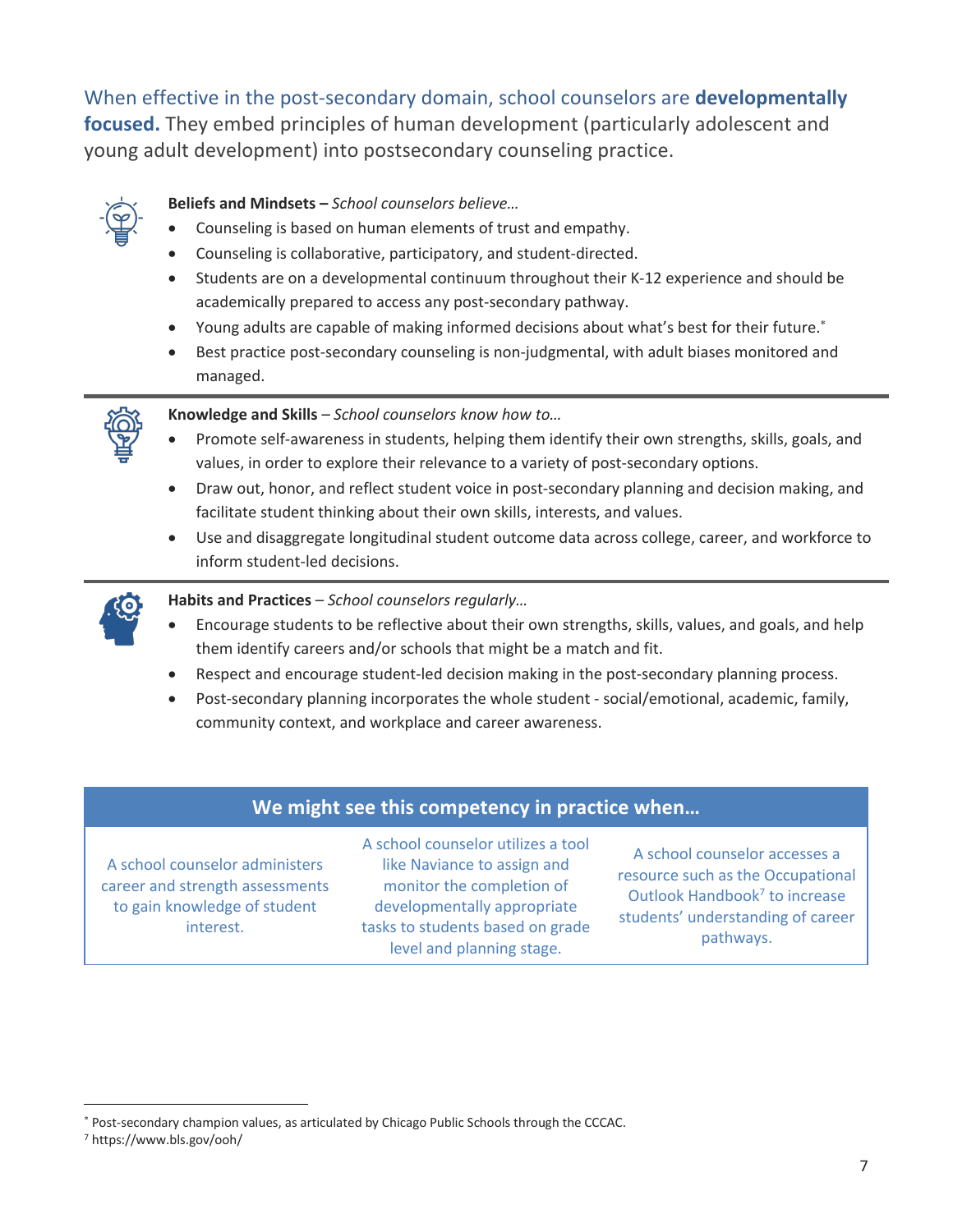When effective in the post-secondary domain, school counselors are **developmentally focused.** They embed principles of human development (particularly adolescent and young adult development) into postsecondary counseling practice.

**Beliefs and Mindsets –** *School counselors believe…*

- Counseling is based on human elements of trust and empathy.
- Counseling is collaborative, participatory, and student-directed.
- Students are on a developmental continuum throughout their K-12 experience and should be academically prepared to access any post-secondary pathway.
- Young adults are capable of making informed decisions about what's best for their future.*
- Best practice post-secondary counseling is non-judgmental, with adult biases monitored and managed.

---

**Knowledge and Skills** – *School counselors know how to…*

- Promote self-awareness in students, helping them identify their own strengths, skills, goals, and values, in order to explore their relevance to a variety of post-secondary options.
- Draw out, honor, and reflect student voice in post-secondary planning and decision making, and facilitate student thinking about their own skills, interests, and values.
- Use and disaggregate longitudinal student outcome data across college, career, and workforce to inform student-led decisions.

---

**Habits and Practices** – *School counselors regularly…*

- Encourage students to be reflective about their own strengths, skills, values, and goals, and help them identify careers and/or schools that might be a match and fit.
- Respect and encourage student-led decision making in the post-secondary planning process.
- Post-secondary planning incorporates the whole student - social/emotional, academic, family, community context, and workplace and career awareness.

| We might see this competency in practice when… | | |
|---|---|---|
| A school counselor administers career and strength assessments to gain knowledge of student interest. | A school counselor utilizes a tool like Naviance to assign and monitor the completion of developmentally appropriate tasks to students based on grade level and planning stage. | A school counselor accesses a resource such as the Occupational Outlook Handbook[7] to increase students' understanding of career pathways. |

* Post-secondary champion values, as articulated by Chicago Public Schools through the CCCAC.

[7] https://www.bls.gov/ooh/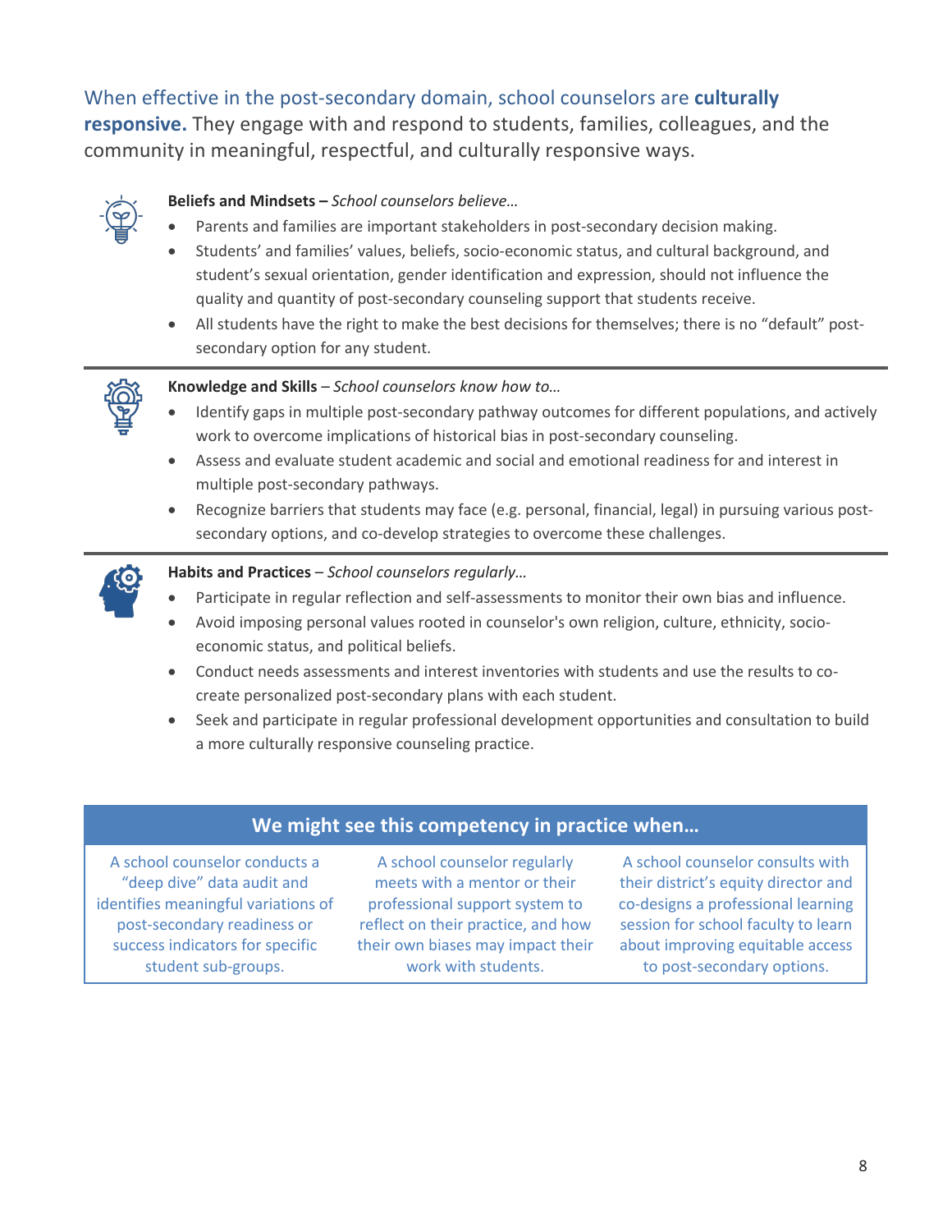When effective in the post-secondary domain, school counselors are **culturally responsive.** They engage with and respond to students, families, colleagues, and the community in meaningful, respectful, and culturally responsive ways.

**Beliefs and Mindsets –** *School counselors believe…*

- Parents and families are important stakeholders in post-secondary decision making.
- Students' and families' values, beliefs, socio-economic status, and cultural background, and student's sexual orientation, gender identification and expression, should not influence the quality and quantity of post-secondary counseling support that students receive.
- All students have the right to make the best decisions for themselves; there is no "default" post-secondary option for any student.

**Knowledge and Skills** – *School counselors know how to…*

- Identify gaps in multiple post-secondary pathway outcomes for different populations, and actively work to overcome implications of historical bias in post-secondary counseling.
- Assess and evaluate student academic and social and emotional readiness for and interest in multiple post-secondary pathways.
- Recognize barriers that students may face (e.g. personal, financial, legal) in pursuing various post-secondary options, and co-develop strategies to overcome these challenges.

**Habits and Practices** – *School counselors regularly…*

- Participate in regular reflection and self-assessments to monitor their own bias and influence.
- Avoid imposing personal values rooted in counselor's own religion, culture, ethnicity, socio-economic status, and political beliefs.
- Conduct needs assessments and interest inventories with students and use the results to co-create personalized post-secondary plans with each student.
- Seek and participate in regular professional development opportunities and consultation to build a more culturally responsive counseling practice.

| We might see this competency in practice when… | | |
|---|---|---|
| A school counselor conducts a "deep dive" data audit and identifies meaningful variations of post-secondary readiness or success indicators for specific student sub-groups. | A school counselor regularly meets with a mentor or their professional support system to reflect on their practice, and how their own biases may impact their work with students. | A school counselor consults with their district's equity director and co-designs a professional learning session for school faculty to learn about improving equitable access to post-secondary options. |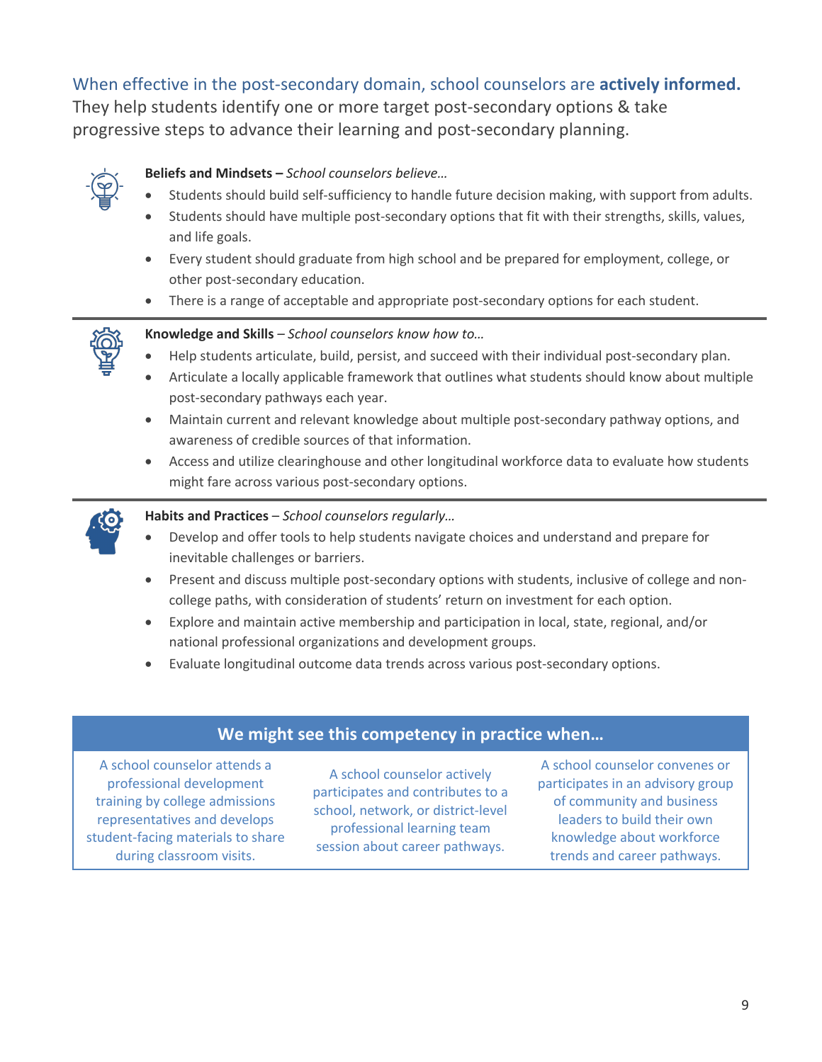When effective in the post-secondary domain, school counselors are **actively informed.** They help students identify one or more target post-secondary options & take progressive steps to advance their learning and post-secondary planning.

**Beliefs and Mindsets –** *School counselors believe…*

- Students should build self-sufficiency to handle future decision making, with support from adults.
- Students should have multiple post-secondary options that fit with their strengths, skills, values, and life goals.
- Every student should graduate from high school and be prepared for employment, college, or other post-secondary education.
- There is a range of acceptable and appropriate post-secondary options for each student.

**Knowledge and Skills** – *School counselors know how to…*

- Help students articulate, build, persist, and succeed with their individual post-secondary plan.
- Articulate a locally applicable framework that outlines what students should know about multiple post-secondary pathways each year.
- Maintain current and relevant knowledge about multiple post-secondary pathway options, and awareness of credible sources of that information.
- Access and utilize clearinghouse and other longitudinal workforce data to evaluate how students might fare across various post-secondary options.

**Habits and Practices** – *School counselors regularly…*

- Develop and offer tools to help students navigate choices and understand and prepare for inevitable challenges or barriers.
- Present and discuss multiple post-secondary options with students, inclusive of college and non-college paths, with consideration of students' return on investment for each option.
- Explore and maintain active membership and participation in local, state, regional, and/or national professional organizations and development groups.
- Evaluate longitudinal outcome data trends across various post-secondary options.

| We might see this competency in practice when… | | |
|---|---|---|
| A school counselor attends a professional development training by college admissions representatives and develops student-facing materials to share during classroom visits. | A school counselor actively participates and contributes to a school, network, or district-level professional learning team session about career pathways. | A school counselor convenes or participates in an advisory group of community and business leaders to build their own knowledge about workforce trends and career pathways. |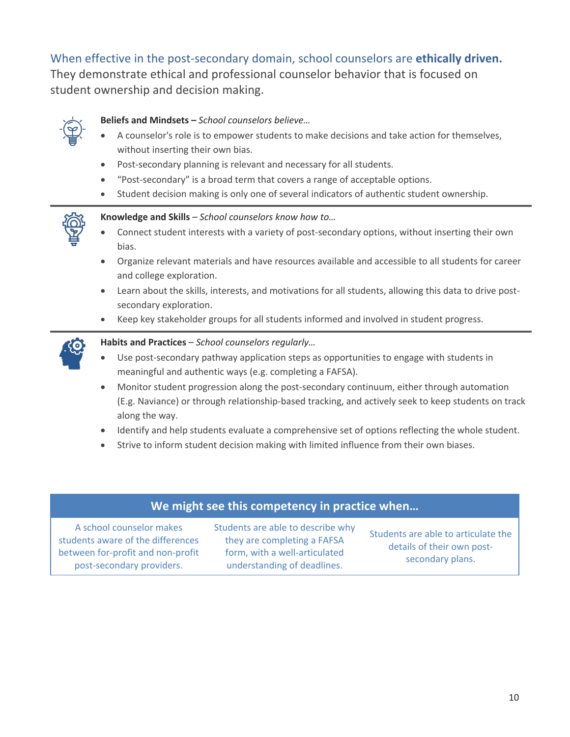## When effective in the post-secondary domain, school counselors are **ethically driven.**

They demonstrate ethical and professional counselor behavior that is focused on student ownership and decision making.

**Beliefs and Mindsets –** *School counselors believe…*

- A counselor's role is to empower students to make decisions and take action for themselves, without inserting their own bias.
- Post-secondary planning is relevant and necessary for all students.
- "Post-secondary" is a broad term that covers a range of acceptable options.
- Student decision making is only one of several indicators of authentic student ownership.

---

**Knowledge and Skills** – *School counselors know how to…*

- Connect student interests with a variety of post-secondary options, without inserting their own bias.
- Organize relevant materials and have resources available and accessible to all students for career and college exploration.
- Learn about the skills, interests, and motivations for all students, allowing this data to drive post-secondary exploration.
- Keep key stakeholder groups for all students informed and involved in student progress.

---

**Habits and Practices** – *School counselors regularly…*

- Use post-secondary pathway application steps as opportunities to engage with students in meaningful and authentic ways (e.g. completing a FAFSA).
- Monitor student progression along the post-secondary continuum, either through automation (E.g. Naviance) or through relationship-based tracking, and actively seek to keep students on track along the way.
- Identify and help students evaluate a comprehensive set of options reflecting the whole student.
- Strive to inform student decision making with limited influence from their own biases.

| We might see this competency in practice when… | | |
|---|---|---|
| A school counselor makes students aware of the differences between for-profit and non-profit post-secondary providers. | Students are able to describe why they are completing a FAFSA form, with a well-articulated understanding of deadlines. | Students are able to articulate the details of their own post-secondary plans. |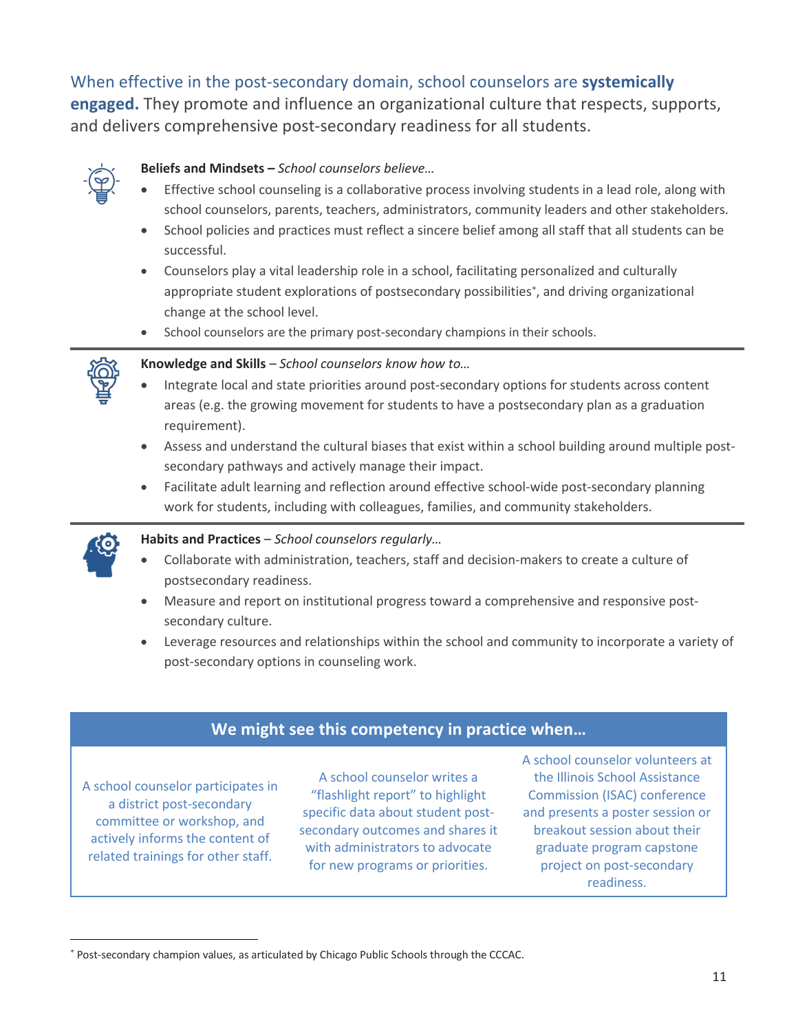When effective in the post-secondary domain, school counselors are **systemically engaged.** They promote and influence an organizational culture that respects, supports, and delivers comprehensive post-secondary readiness for all students.

**Beliefs and Mindsets –** *School counselors believe…*

- Effective school counseling is a collaborative process involving students in a lead role, along with school counselors, parents, teachers, administrators, community leaders and other stakeholders.
- School policies and practices must reflect a sincere belief among all staff that all students can be successful.
- Counselors play a vital leadership role in a school, facilitating personalized and culturally appropriate student explorations of postsecondary possibilities*, and driving organizational change at the school level.
- School counselors are the primary post-secondary champions in their schools.

---

**Knowledge and Skills** – *School counselors know how to…*

- Integrate local and state priorities around post-secondary options for students across content areas (e.g. the growing movement for students to have a postsecondary plan as a graduation requirement).
- Assess and understand the cultural biases that exist within a school building around multiple post-secondary pathways and actively manage their impact.
- Facilitate adult learning and reflection around effective school-wide post-secondary planning work for students, including with colleagues, families, and community stakeholders.

---

**Habits and Practices** – *School counselors regularly…*

- Collaborate with administration, teachers, staff and decision-makers to create a culture of postsecondary readiness.
- Measure and report on institutional progress toward a comprehensive and responsive post-secondary culture.
- Leverage resources and relationships within the school and community to incorporate a variety of post-secondary options in counseling work.

| We might see this competency in practice when… | | |
|---|---|---|
| A school counselor participates in a district post-secondary committee or workshop, and actively informs the content of related trainings for other staff. | A school counselor writes a "flashlight report" to highlight specific data about student post-secondary outcomes and shares it with administrators to advocate for new programs or priorities. | A school counselor volunteers at the Illinois School Assistance Commission (ISAC) conference and presents a poster session or breakout session about their graduate program capstone project on post-secondary readiness. |

* Post-secondary champion values, as articulated by Chicago Public Schools through the CCCAC.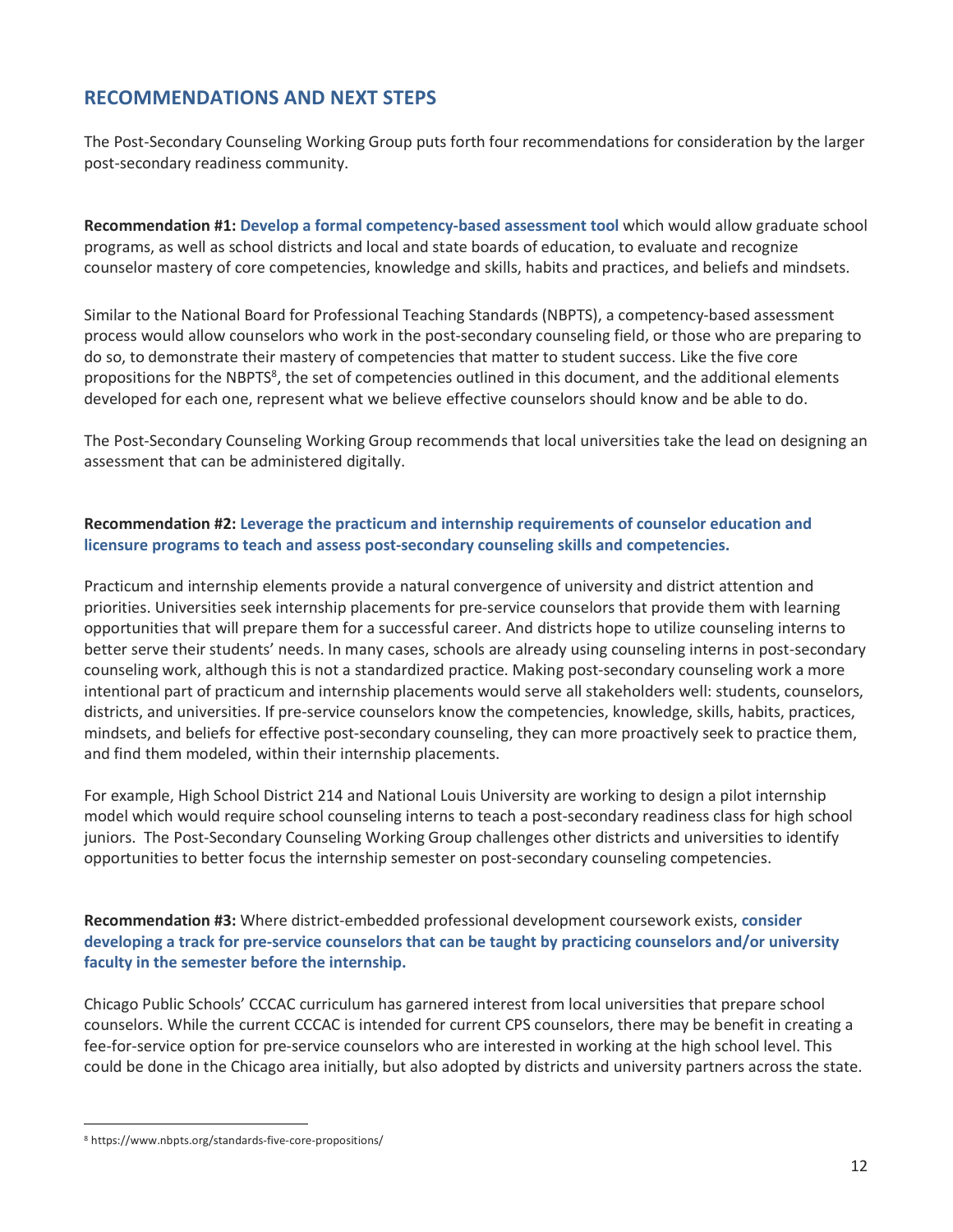## RECOMMENDATIONS AND NEXT STEPS

The Post-Secondary Counseling Working Group puts forth four recommendations for consideration by the larger post-secondary readiness community.

**Recommendation #1: Develop a formal competency-based assessment tool** which would allow graduate school programs, as well as school districts and local and state boards of education, to evaluate and recognize counselor mastery of core competencies, knowledge and skills, habits and practices, and beliefs and mindsets.

Similar to the National Board for Professional Teaching Standards (NBPTS), a competency-based assessment process would allow counselors who work in the post-secondary counseling field, or those who are preparing to do so, to demonstrate their mastery of competencies that matter to student success. Like the five core propositions for the NBPTS[8], the set of competencies outlined in this document, and the additional elements developed for each one, represent what we believe effective counselors should know and be able to do.

The Post-Secondary Counseling Working Group recommends that local universities take the lead on designing an assessment that can be administered digitally.

**Recommendation #2: Leverage the practicum and internship requirements of counselor education and licensure programs to teach and assess post-secondary counseling skills and competencies.**

Practicum and internship elements provide a natural convergence of university and district attention and priorities. Universities seek internship placements for pre-service counselors that provide them with learning opportunities that will prepare them for a successful career. And districts hope to utilize counseling interns to better serve their students' needs. In many cases, schools are already using counseling interns in post-secondary counseling work, although this is not a standardized practice. Making post-secondary counseling work a more intentional part of practicum and internship placements would serve all stakeholders well: students, counselors, districts, and universities. If pre-service counselors know the competencies, knowledge, skills, habits, practices, mindsets, and beliefs for effective post-secondary counseling, they can more proactively seek to practice them, and find them modeled, within their internship placements.

For example, High School District 214 and National Louis University are working to design a pilot internship model which would require school counseling interns to teach a post-secondary readiness class for high school juniors. The Post-Secondary Counseling Working Group challenges other districts and universities to identify opportunities to better focus the internship semester on post-secondary counseling competencies.

**Recommendation #3:** Where district-embedded professional development coursework exists, **consider developing a track for pre-service counselors that can be taught by practicing counselors and/or university faculty in the semester before the internship.**

Chicago Public Schools' CCCAC curriculum has garnered interest from local universities that prepare school counselors. While the current CCCAC is intended for current CPS counselors, there may be benefit in creating a fee-for-service option for pre-service counselors who are interested in working at the high school level. This could be done in the Chicago area initially, but also adopted by districts and university partners across the state.

---

[8] https://www.nbpts.org/standards-five-core-propositions/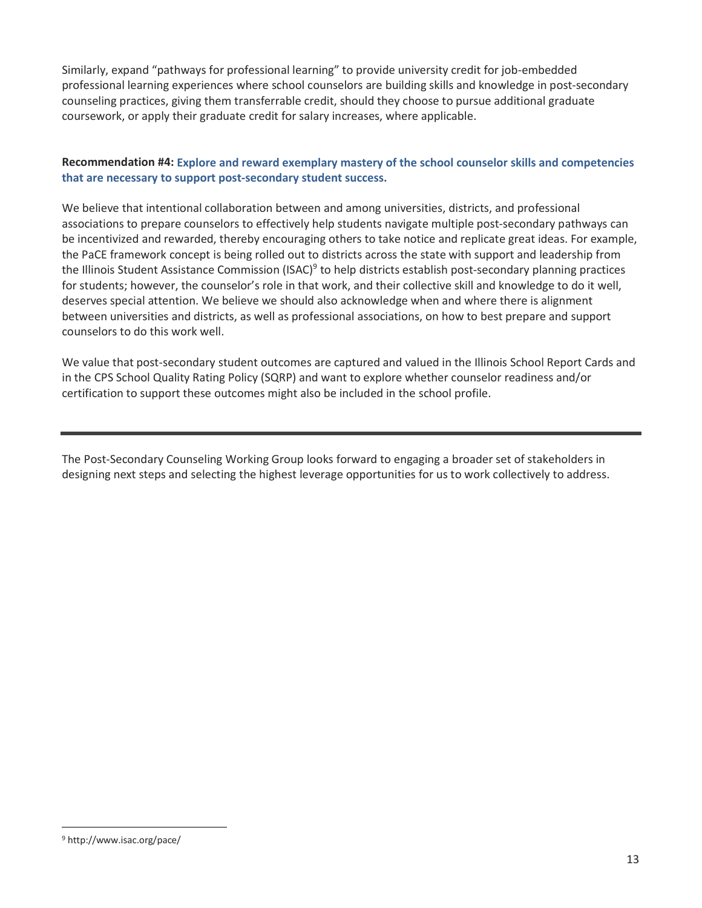Similarly, expand "pathways for professional learning" to provide university credit for job-embedded professional learning experiences where school counselors are building skills and knowledge in post-secondary counseling practices, giving them transferrable credit, should they choose to pursue additional graduate coursework, or apply their graduate credit for salary increases, where applicable.

**Recommendation #4: Explore and reward exemplary mastery of the school counselor skills and competencies that are necessary to support post-secondary student success.**

We believe that intentional collaboration between and among universities, districts, and professional associations to prepare counselors to effectively help students navigate multiple post-secondary pathways can be incentivized and rewarded, thereby encouraging others to take notice and replicate great ideas. For example, the PaCE framework concept is being rolled out to districts across the state with support and leadership from the Illinois Student Assistance Commission (ISAC)[9] to help districts establish post-secondary planning practices for students; however, the counselor's role in that work, and their collective skill and knowledge to do it well, deserves special attention. We believe we should also acknowledge when and where there is alignment between universities and districts, as well as professional associations, on how to best prepare and support counselors to do this work well.

We value that post-secondary student outcomes are captured and valued in the Illinois School Report Cards and in the CPS School Quality Rating Policy (SQRP) and want to explore whether counselor readiness and/or certification to support these outcomes might also be included in the school profile.

---

The Post-Secondary Counseling Working Group looks forward to engaging a broader set of stakeholders in designing next steps and selecting the highest leverage opportunities for us to work collectively to address.

[9] http://www.isac.org/pace/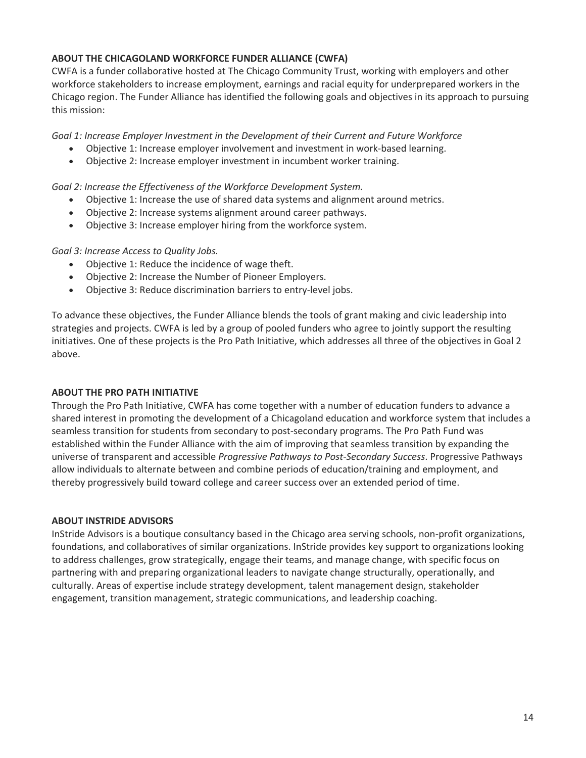**ABOUT THE CHICAGOLAND WORKFORCE FUNDER ALLIANCE (CWFA)**

CWFA is a funder collaborative hosted at The Chicago Community Trust, working with employers and other workforce stakeholders to increase employment, earnings and racial equity for underprepared workers in the Chicago region. The Funder Alliance has identified the following goals and objectives in its approach to pursuing this mission:

*Goal 1: Increase Employer Investment in the Development of their Current and Future Workforce*

- Objective 1: Increase employer involvement and investment in work-based learning.
- Objective 2: Increase employer investment in incumbent worker training.

*Goal 2: Increase the Effectiveness of the Workforce Development System.*

- Objective 1: Increase the use of shared data systems and alignment around metrics.
- Objective 2: Increase systems alignment around career pathways.
- Objective 3: Increase employer hiring from the workforce system.

*Goal 3: Increase Access to Quality Jobs.*

- Objective 1: Reduce the incidence of wage theft.
- Objective 2: Increase the Number of Pioneer Employers.
- Objective 3: Reduce discrimination barriers to entry-level jobs.

To advance these objectives, the Funder Alliance blends the tools of grant making and civic leadership into strategies and projects. CWFA is led by a group of pooled funders who agree to jointly support the resulting initiatives. One of these projects is the Pro Path Initiative, which addresses all three of the objectives in Goal 2 above.

**ABOUT THE PRO PATH INITIATIVE**

Through the Pro Path Initiative, CWFA has come together with a number of education funders to advance a shared interest in promoting the development of a Chicagoland education and workforce system that includes a seamless transition for students from secondary to post-secondary programs. The Pro Path Fund was established within the Funder Alliance with the aim of improving that seamless transition by expanding the universe of transparent and accessible *Progressive Pathways to Post-Secondary Success*. Progressive Pathways allow individuals to alternate between and combine periods of education/training and employment, and thereby progressively build toward college and career success over an extended period of time.

**ABOUT INSTRIDE ADVISORS**

InStride Advisors is a boutique consultancy based in the Chicago area serving schools, non-profit organizations, foundations, and collaboratives of similar organizations. InStride provides key support to organizations looking to address challenges, grow strategically, engage their teams, and manage change, with specific focus on partnering with and preparing organizational leaders to navigate change structurally, operationally, and culturally. Areas of expertise include strategy development, talent management design, stakeholder engagement, transition management, strategic communications, and leadership coaching.